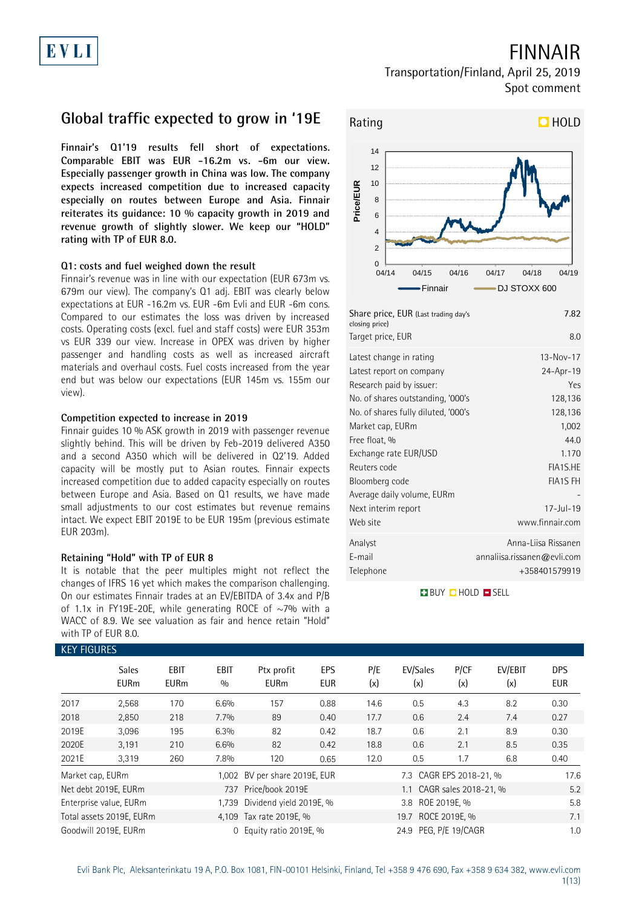# FINNAIR

Transportation/Finland, April 25, 2019
Spot comment

## Global traffic expected to grow in '19E

**Finnair's Q1'19 results fell short of expectations. Comparable EBIT was EUR -16.2m vs. -6m our view. Especially passenger growth in China was low. The company expects increased competition due to increased capacity especially on routes between Europe and Asia. Finnair reiterates its guidance: 10 % capacity growth in 2019 and revenue growth of slightly slower. We keep our "HOLD" rating with TP of EUR 8.0.**

### Q1: costs and fuel weighed down the result

Finnair's revenue was in line with our expectation (EUR 673m vs. 679m our view). The company's Q1 adj. EBIT was clearly below expectations at EUR -16.2m vs. EUR -6m Evli and EUR -6m cons. Compared to our estimates the loss was driven by increased costs. Operating costs (excl. fuel and staff costs) were EUR 353m vs EUR 339 our view. Increase in OPEX was driven by higher passenger and handling costs as well as increased aircraft materials and overhaul costs. Fuel costs increased from the year end but was below our expectations (EUR 145m vs. 155m our view).

### Competition expected to increase in 2019

Finnair guides 10 % ASK growth in 2019 with passenger revenue slightly behind. This will be driven by Feb-2019 delivered A350 and a second A350 which will be delivered in Q2'19. Added capacity will be mostly put to Asian routes. Finnair expects increased competition due to added capacity especially on routes between Europe and Asia. Based on Q1 results, we have made small adjustments to our cost estimates but revenue remains intact. We expect EBIT 2019E to be EUR 195m (previous estimate EUR 203m).

### Retaining "Hold" with TP of EUR 8

It is notable that the peer multiples might not reflect the changes of IFRS 16 yet which makes the comparison challenging. On our estimates Finnair trades at an EV/EBITDA of 3.4x and P/B of 1.1x in FY19E-20E, while generating ROCE of ~7% with a WACC of 8.9. We see valuation as fair and hence retain "Hold" with TP of EUR 8.0.

**Rating: HOLD**

| | |
|---|---|
| Share price, EUR (Last trading day's closing price) | 7.82 |
| Target price, EUR | 8.0 |
| Latest change in rating | 13-Nov-17 |
| Latest report on company | 24-Apr-19 |
| Research paid by issuer: | Yes |
| No. of shares outstanding, '000's | 128,136 |
| No. of shares fully diluted, '000's | 128,136 |
| Market cap, EURm | 1,002 |
| Free float, % | 44.0 |
| Exchange rate EUR/USD | 1.170 |
| Reuters code | FIA1S.HE |
| Bloomberg code | FIA1S FH |
| Average daily volume, EURm | - |
| Next interim report | 17-Jul-19 |
| Web site | www.finnair.com |
| Analyst | Anna-Liisa Rissanen |
| E-mail | annaliisa.rissanen@evli.com |
| Telephone | +358401579919 |

### KEY FIGURES

| | Sales EURm | EBIT EURm | EBIT % | Ptx profit EURm | EPS EUR | P/E (x) | EV/Sales (x) | P/CF (x) | EV/EBIT (x) | DPS EUR |
|---|---|---|---|---|---|---|---|---|---|---|
| 2017 | 2,568 | 170 | 6.6% | 157 | 0.88 | 14.6 | 0.5 | 4.3 | 8.2 | 0.30 |
| 2018 | 2,850 | 218 | 7.7% | 89 | 0.40 | 17.7 | 0.6 | 2.4 | 7.4 | 0.27 |
| 2019E | 3,096 | 195 | 6.3% | 82 | 0.42 | 18.7 | 0.6 | 2.1 | 8.9 | 0.30 |
| 2020E | 3,191 | 210 | 6.6% | 82 | 0.42 | 18.8 | 0.6 | 2.1 | 8.5 | 0.35 |
| 2021E | 3,319 | 260 | 7.8% | 120 | 0.65 | 12.0 | 0.5 | 1.7 | 6.8 | 0.40 |

| | | | | | |
|---|---|---|---|---|---|
| Market cap, EURm | 1,002 | BV per share 2019E, EUR | 7.3 | CAGR EPS 2018-21, % | 17.6 |
| Net debt 2019E, EURm | 737 | Price/book 2019E | 1.1 | CAGR sales 2018-21, % | 5.2 |
| Enterprise value, EURm | 1,739 | Dividend yield 2019E, % | 3.8 | ROE 2019E, % | 5.8 |
| Total assets 2019E, EURm | 4,109 | Tax rate 2019E, % | 19.7 | ROCE 2019E, % | 7.1 |
| Goodwill 2019E, EURm | 0 | Equity ratio 2019E, % | 24.9 | PEG, P/E 19/CAGR | 1.0 |

Evli Bank Plc, Aleksanterinkatu 19 A, P.O. Box 1081, FIN-00101 Helsinki, Finland, Tel +358 9 476 690, Fax +358 9 634 382, www.evli.com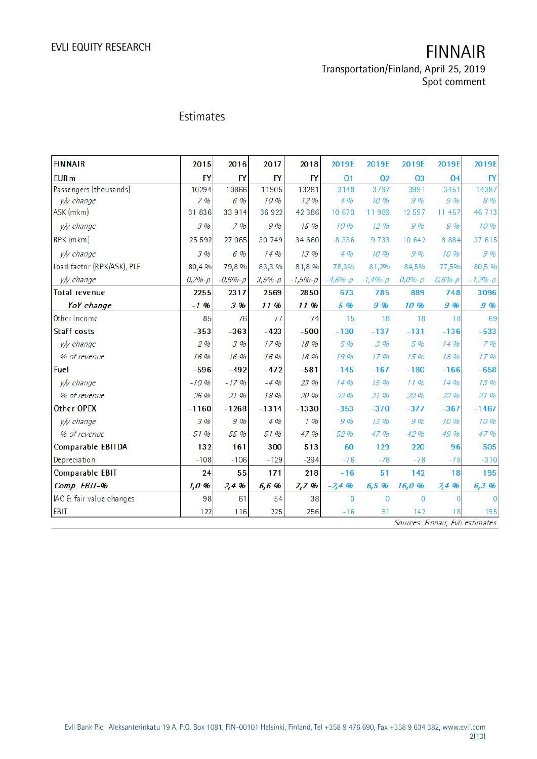## Estimates

| FINNAIR | 2015 | 2016 | 2017 | 2018 | 2019E | 2019E | 2019E | 2019E | 2019E |
|---|---|---|---|---|---|---|---|---|---|
| EUR m | FY | FY | FY | FY | Q1 | Q2 | Q3 | Q4 | FY |
| Passengers (thousands) | 10294 | 10866 | 11905 | 13281 | 3148 | 3797 | 3991 | 3451 | 14387 |
| *y/y change* | *7 %* | *6 %* | *10 %* | *12 %* | *4 %* | *10 %* | *9 %* | *9 %* | *8 %* |
| ASK (mkm) | 31 836 | 33 914 | 36 922 | 42 386 | 10 670 | 11 989 | 12 597 | 11 457 | 46 713 |
| *y/y change* | *3 %* | *7 %* | *9 %* | *15 %* | *10 %* | *12 %* | *9 %* | *9 %* | *10 %* |
| RPK (mkm) | 25 592 | 27 065 | 30 749 | 34 660 | 8 356 | 9 733 | 10 642 | 8 884 | 37 615 |
| *y/y change* | *3 %* | *6 %* | *14 %* | *13 %* | *4 %* | *10 %* | *9 %* | *10 %* | *9 %* |
| Load factor (RPK/ASK), PLF | 80,4 % | 79,8 % | 83,3 % | 81,8 % | 78,3% | 81,2% | 84,5% | 77,5% | 80,5 % |
| *y/y change* | *0,2%-p* | *-0,6%-p* | *3,5%-p* | *-1,5%-p* | *-4,6%-p* | *-1,4%-p* | *0,0%-p* | *0,6%-p* | *-1,2%-p* |
| **Total revenue** | **2255** | **2317** | **2569** | **2850** | **673** | **785** | **889** | **748** | **3096** |
| ***YoY change*** | ***-1 %*** | ***3 %*** | ***11 %*** | ***11 %*** | ***5 %*** | ***9 %*** | ***10 %*** | ***9 %*** | ***9 %*** |
| Other income | 85 | 76 | 77 | 74 | 15 | 18 | 18 | 18 | 69 |
| **Staff costs** | **-353** | **-363** | **-423** | **-500** | **-130** | **-137** | **-131** | **-136** | **-533** |
| *y/y change* | *2 %* | *3 %* | *17 %* | *18 %* | *5 %* | *3 %* | *5 %* | *14 %* | *7 %* |
| *% of revenue* | *16 %* | *16 %* | *16 %* | *18 %* | *19 %* | *17 %* | *15 %* | *18 %* | *17 %* |
| **Fuel** | **-596** | **-492** | **-472** | **-581** | **-145** | **-167** | **-180** | **-166** | **-658** |
| *y/y change* | *-10 %* | *-17 %* | *-4 %* | *23 %* | *14 %* | *15 %* | *11 %* | *14 %* | *13 %* |
| *% of revenue* | *26 %* | *21 %* | *18 %* | *20 %* | *22 %* | *21 %* | *20 %* | *22 %* | *21 %* |
| **Other OPEX** | **-1160** | **-1268** | **-1314** | **-1330** | **-353** | **-370** | **-377** | **-367** | **-1467** |
| *y/y change* | *3 %* | *9 %* | *4 %* | *1 %* | *9 %* | *13 %* | *9 %* | *10 %* | *10 %* |
| *% of revenue* | *51 %* | *55 %* | *51 %* | *47 %* | *52 %* | *47 %* | *42 %* | *49 %* | *47 %* |
| **Comparable EBITDA** | **132** | **161** | **300** | **513** | **60** | **129** | **220** | **96** | **505** |
| Depreciation | -108 | -106 | -129 | -294 | -76 | -78 | -78 | -78 | -310 |
| **Comparable EBIT** | **24** | **55** | **171** | **218** | **-16** | **51** | **142** | **18** | **195** |
| ***Comp. EBIT-%*** | ***1,0 %*** | ***2,4 %*** | ***6,6 %*** | ***7,7 %*** | ***-2,4 %*** | ***6,5 %*** | ***16,0 %*** | ***2,4 %*** | ***6,3 %*** |
| IAC & fair value changes | 98 | 61 | 54 | 38 | 0 | 0 | 0 | 0 | 0 |
| EBIT | 122 | 116 | 225 | 256 | -16 | 51 | 142 | 18 | 195 |

*Sources: Finnair, Evli estimates*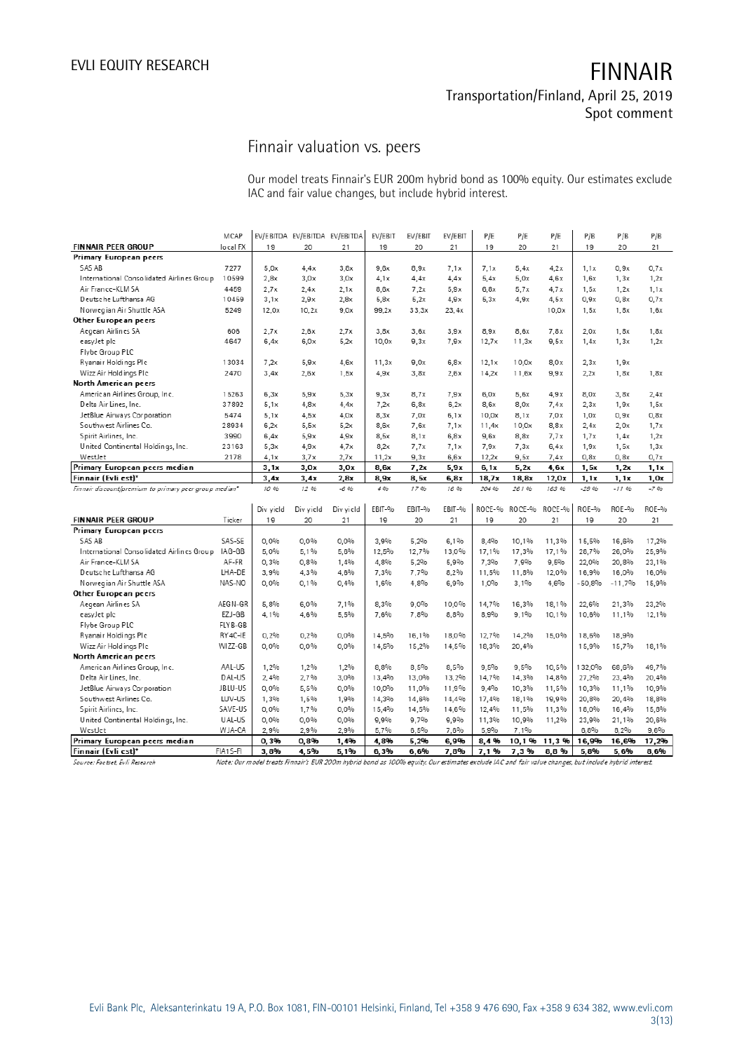# Finnair valuation vs. peers

Our model treats Finnair's EUR 200m hybrid bond as 100% equity. Our estimates exclude IAC and fair value changes, but include hybrid interest.

| FINNAIR PEER GROUP | MCAP local FX | EV/EBITDA 19 | EV/EBITDA 20 | EV/EBITDA 21 | EV/EBIT 19 | EV/EBIT 20 | EV/EBIT 21 | P/E 19 | P/E 20 | P/E 21 | P/B 19 | P/B 20 | P/B 21 |
|---|---|---|---|---|---|---|---|---|---|---|---|---|---|
| **Primary European peers** | | | | | | | | | | | | | |
| SAS AB | 7277 | 5,0x | 4,4x | 3,8x | 9,6x | 6,9x | 7,1x | 7,1x | 5,4x | 4,2x | 1,1x | 0,9x | 0,7x |
| International Consolidated Airlines Group | 10599 | 2,8x | 3,0x | 3,0x | 4,1x | 4,4x | 4,4x | 5,4x | 5,0x | 4,6x | 1,6x | 1,3x | 1,2x |
| Air France-KLM SA | 4459 | 2,7x | 2,4x | 2,1x | 8,6x | 7,2x | 5,9x | 6,8x | 5,7x | 4,7x | 1,5x | 1,2x | 1,1x |
| Deutsche Lufthansa AG | 10459 | 3,1x | 2,9x | 2,8x | 5,8x | 5,2x | 4,9x | 5,3x | 4,9x | 4,5x | 0,9x | 0,8x | 0,7x |
| Norwegian Air Shuttle ASA | 5249 | 12,0x | 10,2x | 9,0x | 99,2x | 33,3x | 23,4x | | | 10,0x | 1,5x | 1,6x | 1,6x |
| **Other European peers** | | | | | | | | | | | | | |
| Aegean Airlines SA | 606 | 2,7x | 2,6x | 2,7x | 3,8x | 3,6x | 3,9x | 8,9x | 8,6x | 7,8x | 2,0x | 1,8x | 1,8x |
| easyJet plc | 4647 | 6,4x | 6,0x | 5,2x | 10,0x | 9,3x | 7,9x | 12,7x | 11,3x | 9,5x | 1,4x | 1,3x | 1,2x |
| Flybe Group PLC | | | | | | | | | | | | | |
| Ryanair Holdings Plc | 13034 | 7,2x | 5,9x | 4,6x | 11,3x | 9,0x | 6,8x | 12,1x | 10,0x | 8,0x | 2,3x | 1,9x | |
| Wizz Air Holdings Plc | 2470 | 3,4x | 2,6x | 1,5x | 4,9x | 3,8x | 2,6x | 14,2x | 11,6x | 9,9x | 2,2x | 1,8x | 1,8x |
| **North American peers** | | | | | | | | | | | | | |
| American Airlines Group, Inc. | 15263 | 6,3x | 5,9x | 5,3x | 9,3x | 8,7x | 7,9x | 6,0x | 5,6x | 4,9x | 8,0x | 3,8x | 2,4x |
| Delta Air Lines, Inc. | 37892 | 5,1x | 4,8x | 4,4x | 7,2x | 6,8x | 6,2x | 8,6x | 8,0x | 7,4x | 2,3x | 1,9x | 1,5x |
| JetBlue Airways Corporation | 5474 | 5,1x | 4,5x | 4,0x | 8,3x | 7,0x | 6,1x | 10,0x | 8,1x | 7,0x | 1,0x | 0,9x | 0,8x |
| Southwest Airlines Co. | 28934 | 6,2x | 5,5x | 5,2x | 8,6x | 7,6x | 7,1x | 11,4x | 10,0x | 8,8x | 2,4x | 2,0x | 1,7x |
| Spirit Airlines, Inc. | 3990 | 6,4x | 5,9x | 4,9x | 8,5x | 8,1x | 6,8x | 9,6x | 8,8x | 7,7x | 1,7x | 1,4x | 1,2x |
| United Continental Holdings, Inc. | 23163 | 5,3x | 4,9x | 4,7x | 8,2x | 7,7x | 7,1x | 7,9x | 7,3x | 6,4x | 1,9x | 1,5x | 1,3x |
| WestJet | 2178 | 4,1x | 3,7x | 2,7x | 11,2x | 9,3x | 6,6x | 12,2x | 9,5x | 7,4x | 0,8x | 0,8x | 0,7x |
| **Primary European peers median** | | **3,1x** | **3,0x** | **3,0x** | **8,6x** | **7,2x** | **5,9x** | **6,1x** | **5,2x** | **4,6x** | **1,5x** | **1,2x** | **1,1x** |
| **Finnair (Evli est)*** | | **3,4x** | **3,4x** | **2,8x** | **8,9x** | **8,5x** | **6,8x** | **18,7x** | **18,8x** | **12,0x** | **1,1x** | **1,1x** | **1,0x** |
| *Finnair discount/premium to primary peer group median** | | *10 %* | *12 %* | *-6 %* | *4 %* | *17 %* | *16 %* | *204 %* | *261 %* | *163 %* | *-29 %* | *-11 %* | *-7 %* |

| FINNAIR PEER GROUP | Ticker | Div yield 19 | Div yield 20 | Div yield 21 | EBIT-% 19 | EBIT-% 20 | EBIT-% 21 | ROCE-% 19 | ROCE-% 20 | ROCE-% 21 | ROE-% 19 | ROE-% 20 | ROE-% 21 |
|---|---|---|---|---|---|---|---|---|---|---|---|---|---|
| **Primary European peers** | | | | | | | | | | | | | |
| SAS AB | SAS-SE | 0,0% | 0,0% | 0,0% | 3,9% | 5,2% | 6,1% | 8,4% | 10,1% | 11,3% | 15,5% | 16,6% | 17,2% |
| International Consolidated Airlines Group | IAG-GB | 5,0% | 5,1% | 5,8% | 12,5% | 12,7% | 13,0% | 17,1% | 17,3% | 17,1% | 26,7% | 26,0% | 25,9% |
| Air France-KLM SA | AF-FR | 0,3% | 0,8% | 1,4% | 4,8% | 5,2% | 5,9% | 7,3% | 7,9% | 9,5% | 22,0% | 20,8% | 23,1% |
| Deutsche Lufthansa AG | LHA-DE | 3,9% | 4,3% | 4,6% | 7,3% | 7,7% | 8,2% | 11,5% | 11,8% | 12,0% | 16,9% | 16,0% | 16,0% |
| Norwegian Air Shuttle ASA | NAS-NO | 0,0% | 0,1% | 0,4% | 1,6% | 4,8% | 6,9% | 1,0% | 3,1% | 4,6% | -50,8% | -11,7% | 15,9% |
| **Other European peers** | | | | | | | | | | | | | |
| Aegean Airlines SA | AEGN-GR | 5,8% | 6,0% | 7,1% | 8,3% | 9,0% | 10,0% | 14,7% | 16,3% | 18,1% | 22,6% | 21,3% | 23,2% |
| easyJet plc | EZJ-GB | 4,1% | 4,6% | 5,5% | 7,6% | 7,8% | 8,8% | 8,9% | 9,1% | 10,1% | 10,6% | 11,1% | 12,1% |
| Flybe Group PLC | FLYB-GB | | | | | | | | | | | | |
| Ryanair Holdings Plc | RY4C-IE | 0,2% | 0,2% | 0,0% | 14,5% | 16,1% | 18,0% | 12,7% | 14,2% | 15,0% | 18,6% | 18,9% | |
| Wizz Air Holdings Plc | WIZZ-GB | 0,0% | 0,0% | 0,0% | 14,5% | 15,2% | 14,5% | 18,3% | 20,4% | | 15,9% | 15,7% | 18,1% |
| **North American peers** | | | | | | | | | | | | | |
| American Airlines Group, Inc. | AAL-US | 1,2% | 1,2% | 1,2% | 8,8% | 8,5% | 8,5% | 9,5% | 9,5% | 10,5% | 132,0% | 68,6% | 49,7% |
| Delta Air Lines, Inc. | DAL-US | 2,4% | 2,7% | 3,0% | 13,4% | 13,0% | 13,2% | 14,7% | 14,3% | 14,8% | 27,2% | 23,4% | 20,4% |
| JetBlue Airways Corporation | JBLU-US | 0,0% | 5,5% | 0,0% | 10,0% | 11,0% | 11,9% | 9,4% | 10,3% | 11,5% | 10,3% | 11,1% | 10,9% |
| Southwest Airlines Co. | LUV-US | 1,3% | 1,6% | 1,9% | 14,3% | 14,6% | 14,4% | 17,4% | 18,1% | 19,9% | 20,8% | 20,4% | 18,8% |
| Spirit Airlines, Inc. | SAVE-US | 0,0% | 1,7% | 0,0% | 15,4% | 14,5% | 14,6% | 12,4% | 11,5% | 11,3% | 18,0% | 16,4% | 15,8% |
| United Continental Holdings, Inc. | UAL-US | 0,0% | 0,0% | 0,0% | 9,9% | 9,7% | 9,9% | 11,3% | 10,9% | 11,2% | 23,9% | 21,1% | 20,8% |
| WestJet | WJA-CA | 2,9% | 2,9% | 2,9% | 5,7% | 6,5% | 7,8% | 5,9% | 7,1% | | 6,8% | 8,2% | 9,6% |
| **Primary European peers median** | | **0,3%** | **0,8%** | **1,4%** | **4,8%** | **5,2%** | **6,9%** | **8,4 %** | **10,1 %** | **11,3 %** | **16,9%** | **16,6%** | **17,2%** |
| **Finnair (Evli est)*** | FIA1S-FI | **3,8%** | **4,5%** | **5,1%** | **6,3%** | **6,6%** | **7,8%** | **7,1 %** | **7,3 %** | **8,8 %** | **5,8%** | **5,6%** | **8,6%** |

*Source: Factset, Evli Research*

*Note: Our model treats Finnair's EUR 200m hybrid bond as 100% equity. Our estimates exclude IAC and fair value changes, but include hybrid interest.*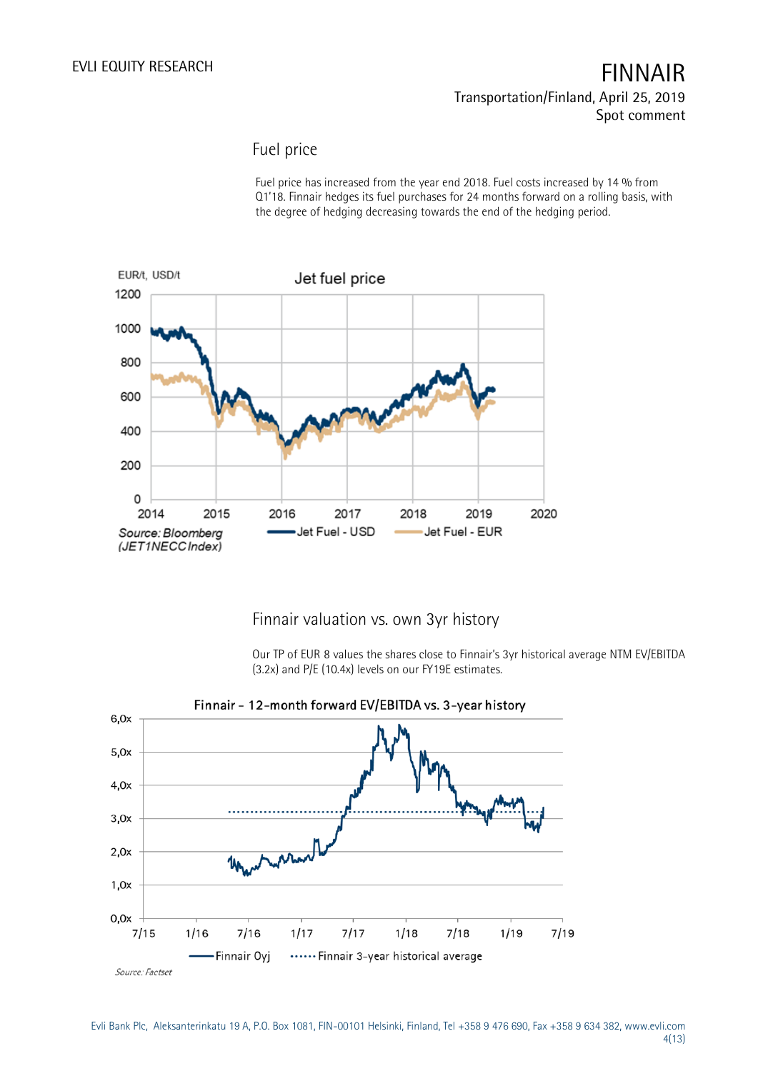## Fuel price

Fuel price has increased from the year end 2018. Fuel costs increased by 14 % from Q1'18. Finnair hedges its fuel purchases for 24 months forward on a rolling basis, with the degree of hedging decreasing towards the end of the hedging period.

Jet fuel price

Source: Bloomberg (JET1NECC Index)

## Finnair valuation vs. own 3yr history

Our TP of EUR 8 values the shares close to Finnair's 3yr historical average NTM EV/EBITDA (3.2x) and P/E (10.4x) levels on our FY19E estimates.

Finnair – 12-month forward EV/EBITDA vs. 3-year history

Source: Factset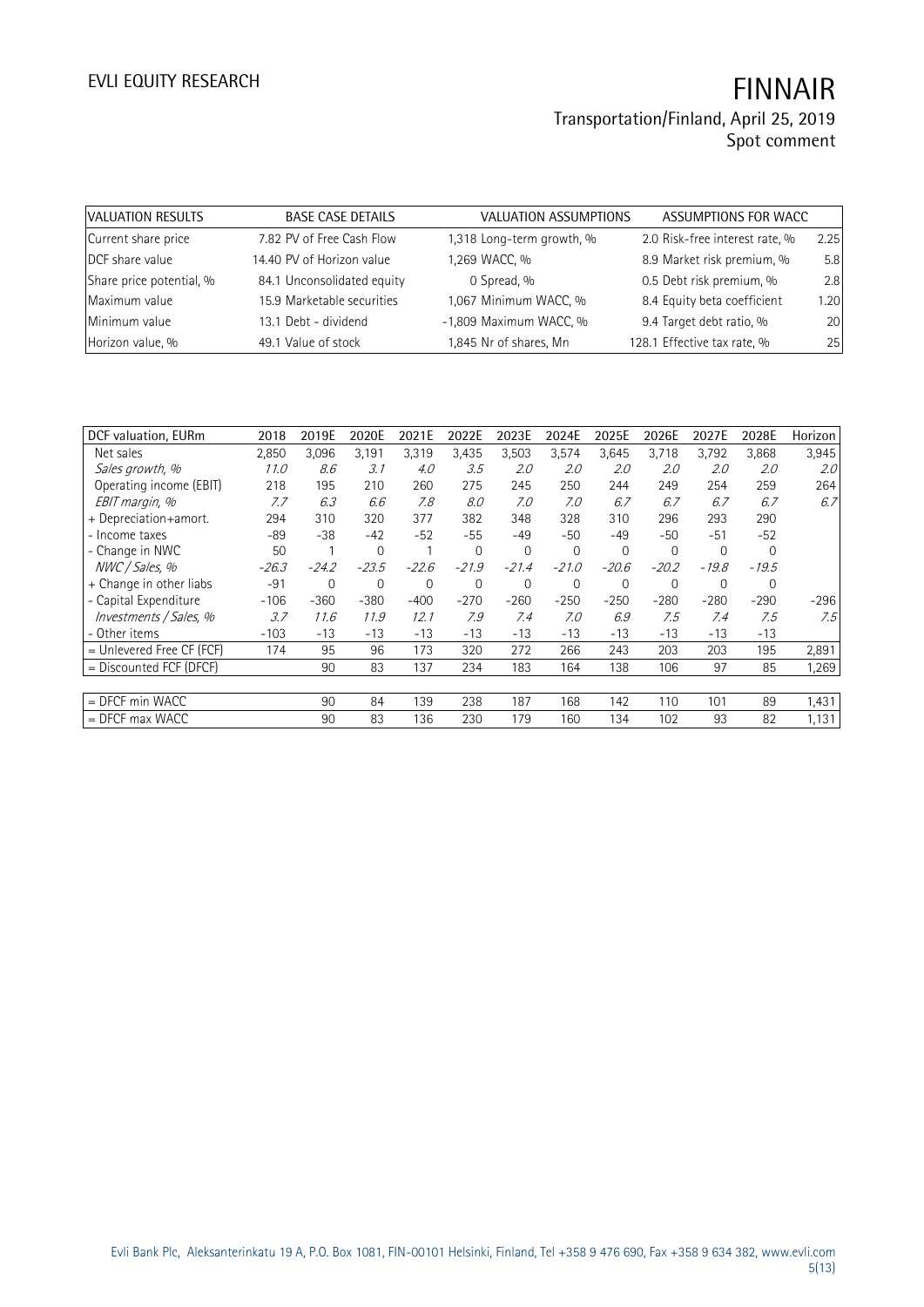| VALUATION RESULTS | BASE CASE DETAILS | | VALUATION ASSUMPTIONS | | ASSUMPTIONS FOR WACC | |
|---|---|---|---|---|---|---|
| Current share price | 7.82 | PV of Free Cash Flow | 1,318 | Long-term growth, % | 2.0 | Risk-free interest rate, % | 2.25 |
| DCF share value | 14.40 | PV of Horizon value | 1,269 | WACC, % | 8.9 | Market risk premium, % | 5.8 |
| Share price potential, % | 84.1 | Unconsolidated equity | 0 | Spread, % | 0.5 | Debt risk premium, % | 2.8 |
| Maximum value | 15.9 | Marketable securities | 1,067 | Minimum WACC, % | 8.4 | Equity beta coefficient | 1.20 |
| Minimum value | 13.1 | Debt - dividend | -1,809 | Maximum WACC, % | 9.4 | Target debt ratio, % | 20 |
| Horizon value, % | 49.1 | Value of stock | 1,845 | Nr of shares, Mn | 128.1 | Effective tax rate, % | 25 |

| DCF valuation, EURm | 2018 | 2019E | 2020E | 2021E | 2022E | 2023E | 2024E | 2025E | 2026E | 2027E | 2028E | Horizon |
|---|---|---|---|---|---|---|---|---|---|---|---|---|
| Net sales | 2,850 | 3,096 | 3,191 | 3,319 | 3,435 | 3,503 | 3,574 | 3,645 | 3,718 | 3,792 | 3,868 | 3,945 |
| *Sales growth, %* | *11.0* | *8.6* | *3.1* | *4.0* | *3.5* | *2.0* | *2.0* | *2.0* | *2.0* | *2.0* | *2.0* | *2.0* |
| Operating income (EBIT) | 218 | 195 | 210 | 260 | 275 | 245 | 250 | 244 | 249 | 254 | 259 | 264 |
| *EBIT margin, %* | *7.7* | *6.3* | *6.6* | *7.8* | *8.0* | *7.0* | *7.0* | *6.7* | *6.7* | *6.7* | *6.7* | *6.7* |
| + Depreciation+amort. | 294 | 310 | 320 | 377 | 382 | 348 | 328 | 310 | 296 | 293 | 290 | |
| - Income taxes | -89 | -38 | -42 | -52 | -55 | -49 | -50 | -49 | -50 | -51 | -52 | |
| - Change in NWC | 50 | 1 | 0 | 1 | 0 | 0 | 0 | 0 | 0 | 0 | 0 | |
| *NWC / Sales, %* | *-26.3* | *-24.2* | *-23.5* | *-22.6* | *-21.9* | *-21.4* | *-21.0* | *-20.6* | *-20.2* | *-19.8* | *-19.5* | |
| + Change in other liabs | -91 | 0 | 0 | 0 | 0 | 0 | 0 | 0 | 0 | 0 | 0 | |
| - Capital Expenditure | -106 | -360 | -380 | -400 | -270 | -260 | -250 | -250 | -280 | -280 | -290 | -296 |
| *Investments / Sales, %* | *3.7* | *11.6* | *11.9* | *12.1* | *7.9* | *7.4* | *7.0* | *6.9* | *7.5* | *7.4* | *7.5* | *7.5* |
| - Other items | -103 | -13 | -13 | -13 | -13 | -13 | -13 | -13 | -13 | -13 | -13 | |
| = Unlevered Free CF (FCF) | 174 | 95 | 96 | 173 | 320 | 272 | 266 | 243 | 203 | 203 | 195 | 2,891 |
| = Discounted FCF (DFCF) | | 90 | 83 | 137 | 234 | 183 | 164 | 138 | 106 | 97 | 85 | 1,269 |
| | | | | | | | | | | | | |
| = DFCF min WACC | | 90 | 84 | 139 | 238 | 187 | 168 | 142 | 110 | 101 | 89 | 1,431 |
| = DFCF max WACC | | 90 | 83 | 136 | 230 | 179 | 160 | 134 | 102 | 93 | 82 | 1,131 |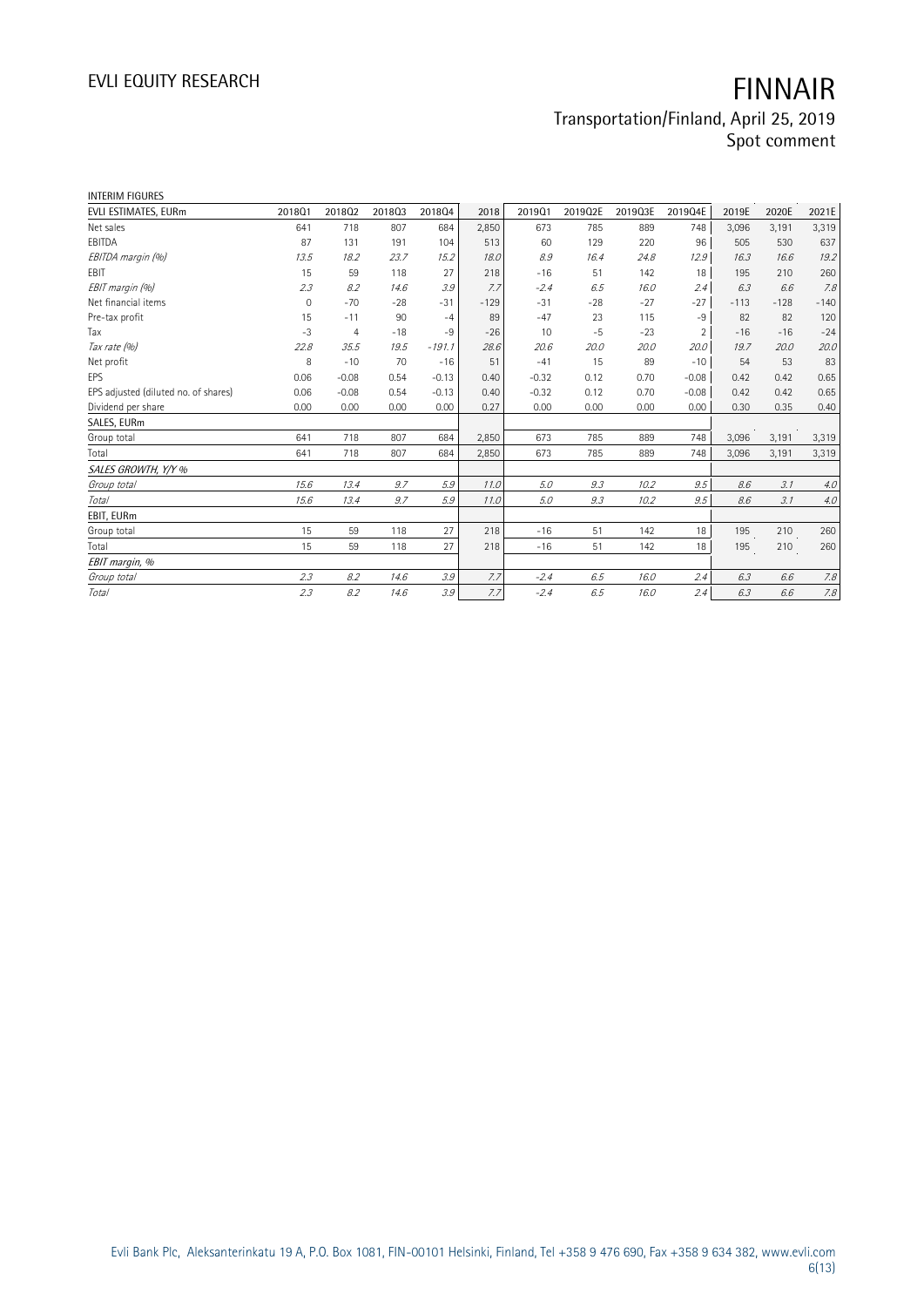INTERIM FIGURES

| EVLI ESTIMATES, EURm | 2018Q1 | 2018Q2 | 2018Q3 | 2018Q4 | 2018 | 2019Q1 | 2019Q2E | 2019Q3E | 2019Q4E | 2019E | 2020E | 2021E |
|---|---|---|---|---|---|---|---|---|---|---|---|---|
| Net sales | 641 | 718 | 807 | 684 | 2,850 | 673 | 785 | 889 | 748 | 3,096 | 3,191 | 3,319 |
| EBITDA | 87 | 131 | 191 | 104 | 513 | 60 | 129 | 220 | 96 | 505 | 530 | 637 |
| *EBITDA margin (%)* | *13.5* | *18.2* | *23.7* | *15.2* | *18.0* | *8.9* | *16.4* | *24.8* | *12.9* | *16.3* | *16.6* | *19.2* |
| EBIT | 15 | 59 | 118 | 27 | 218 | -16 | 51 | 142 | 18 | 195 | 210 | 260 |
| *EBIT margin (%)* | *2.3* | *8.2* | *14.6* | *3.9* | *7.7* | *-2.4* | *6.5* | *16.0* | *2.4* | *6.3* | *6.6* | *7.8* |
| Net financial items | 0 | -70 | -28 | -31 | -129 | -31 | -28 | -27 | -27 | -113 | -128 | -140 |
| Pre-tax profit | 15 | -11 | 90 | -4 | 89 | -47 | 23 | 115 | -9 | 82 | 82 | 120 |
| Tax | -3 | 4 | -18 | -9 | -26 | 10 | -5 | -23 | 2 | -16 | -16 | -24 |
| *Tax rate (%)* | *22.8* | *35.5* | *19.5* | *-191.1* | *28.6* | *20.6* | *20.0* | *20.0* | *20.0* | *19.7* | *20.0* | *20.0* |
| Net profit | 8 | -10 | 70 | -16 | 51 | -41 | 15 | 89 | -10 | 54 | 53 | 83 |
| EPS | 0.06 | -0.08 | 0.54 | -0.13 | 0.40 | -0.32 | 0.12 | 0.70 | -0.08 | 0.42 | 0.42 | 0.65 |
| EPS adjusted (diluted no. of shares) | 0.06 | -0.08 | 0.54 | -0.13 | 0.40 | -0.32 | 0.12 | 0.70 | -0.08 | 0.42 | 0.42 | 0.65 |
| Dividend per share | 0.00 | 0.00 | 0.00 | 0.00 | 0.27 | 0.00 | 0.00 | 0.00 | 0.00 | 0.30 | 0.35 | 0.40 |
| SALES, EURm | | | | | | | | | | | | |
| Group total | 641 | 718 | 807 | 684 | 2,850 | 673 | 785 | 889 | 748 | 3,096 | 3,191 | 3,319 |
| Total | 641 | 718 | 807 | 684 | 2,850 | 673 | 785 | 889 | 748 | 3,096 | 3,191 | 3,319 |
| *SALES GROWTH, Y/Y %* | | | | | | | | | | | | |
| *Group total* | *15.6* | *13.4* | *9.7* | *5.9* | *11.0* | *5.0* | *9.3* | *10.2* | *9.5* | *8.6* | *3.1* | *4.0* |
| *Total* | *15.6* | *13.4* | *9.7* | *5.9* | *11.0* | *5.0* | *9.3* | *10.2* | *9.5* | *8.6* | *3.1* | *4.0* |
| EBIT, EURm | | | | | | | | | | | | |
| Group total | 15 | 59 | 118 | 27 | 218 | -16 | 51 | 142 | 18 | 195 | 210 | 260 |
| Total | 15 | 59 | 118 | 27 | 218 | -16 | 51 | 142 | 18 | 195 | 210 | 260 |
| *EBIT margin, %* | | | | | | | | | | | | |
| *Group total* | *2.3* | *8.2* | *14.6* | *3.9* | *7.7* | *-2.4* | *6.5* | *16.0* | *2.4* | *6.3* | *6.6* | *7.8* |
| *Total* | *2.3* | *8.2* | *14.6* | *3.9* | *7.7* | *-2.4* | *6.5* | *16.0* | *2.4* | *6.3* | *6.6* | *7.8* |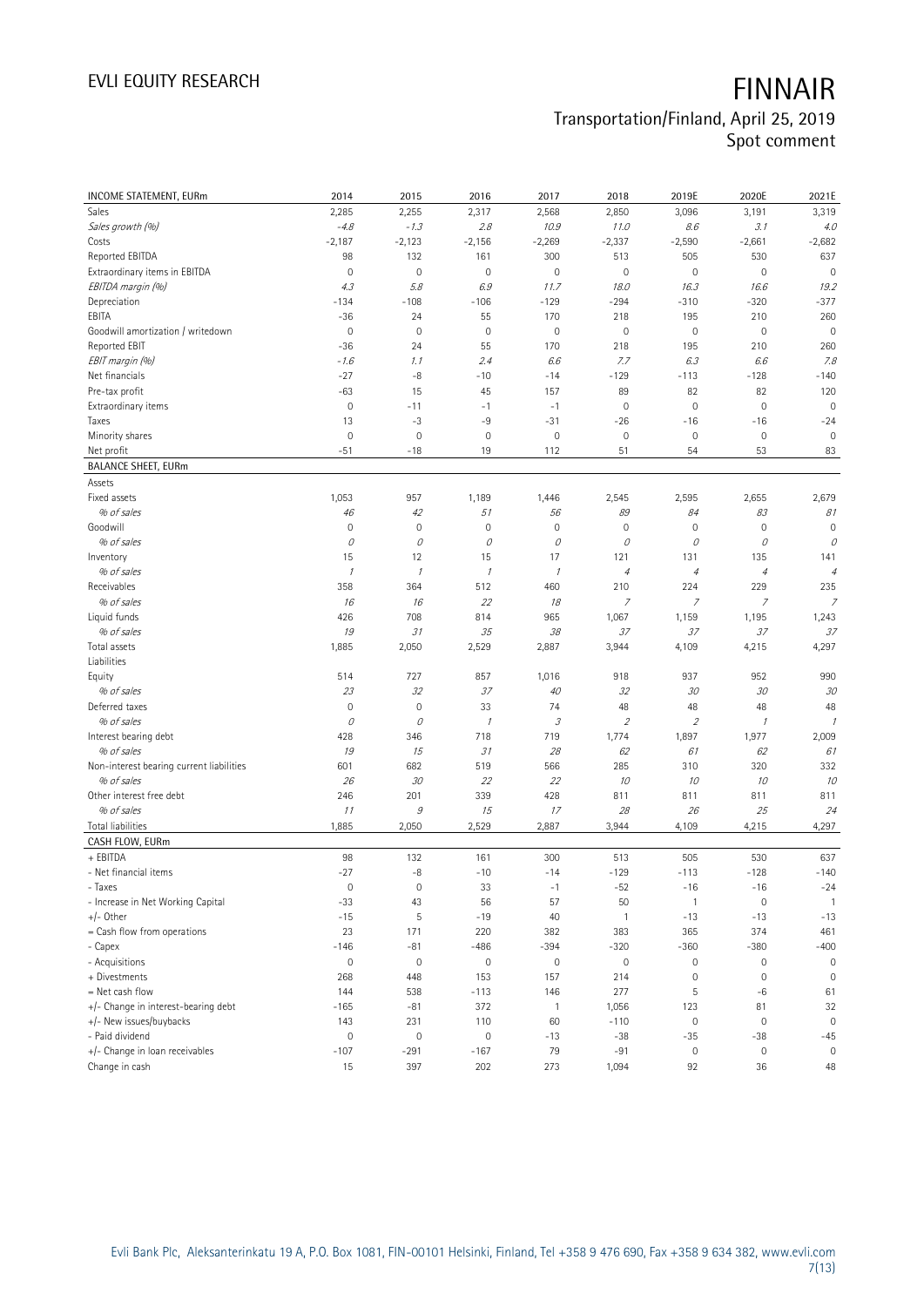# FINNAIR

## Transportation/Finland, April 25, 2019
## Spot comment

| INCOME STATEMENT, EURm | 2014 | 2015 | 2016 | 2017 | 2018 | 2019E | 2020E | 2021E |
|---|---|---|---|---|---|---|---|---|
| Sales | 2,285 | 2,255 | 2,317 | 2,568 | 2,850 | 3,096 | 3,191 | 3,319 |
| *Sales growth (%)* | *-4.8* | *-1.3* | *2.8* | *10.9* | *11.0* | *8.6* | *3.1* | *4.0* |
| Costs | -2,187 | -2,123 | -2,156 | -2,269 | -2,337 | -2,590 | -2,661 | -2,682 |
| Reported EBITDA | 98 | 132 | 161 | 300 | 513 | 505 | 530 | 637 |
| Extraordinary items in EBITDA | 0 | 0 | 0 | 0 | 0 | 0 | 0 | 0 |
| *EBITDA margin (%)* | *4.3* | *5.8* | *6.9* | *11.7* | *18.0* | *16.3* | *16.6* | *19.2* |
| Depreciation | -134 | -108 | -106 | -129 | -294 | -310 | -320 | -377 |
| EBITA | -36 | 24 | 55 | 170 | 218 | 195 | 210 | 260 |
| Goodwill amortization / writedown | 0 | 0 | 0 | 0 | 0 | 0 | 0 | 0 |
| Reported EBIT | -36 | 24 | 55 | 170 | 218 | 195 | 210 | 260 |
| *EBIT margin (%)* | *-1.6* | *1.1* | *2.4* | *6.6* | *7.7* | *6.3* | *6.6* | *7.8* |
| Net financials | -27 | -8 | -10 | -14 | -129 | -113 | -128 | -140 |
| Pre-tax profit | -63 | 15 | 45 | 157 | 89 | 82 | 82 | 120 |
| Extraordinary items | 0 | -11 | -1 | -1 | 0 | 0 | 0 | 0 |
| Taxes | 13 | -3 | -9 | -31 | -26 | -16 | -16 | -24 |
| Minority shares | 0 | 0 | 0 | 0 | 0 | 0 | 0 | 0 |
| Net profit | -51 | -18 | 19 | 112 | 51 | 54 | 53 | 83 |
| **BALANCE SHEET, EURm** | | | | | | | | |
| Assets | | | | | | | | |
| Fixed assets | 1,053 | 957 | 1,189 | 1,446 | 2,545 | 2,595 | 2,655 | 2,679 |
| *% of sales* | *46* | *42* | *51* | *56* | *89* | *84* | *83* | *81* |
| Goodwill | 0 | 0 | 0 | 0 | 0 | 0 | 0 | 0 |
| *% of sales* | *0* | *0* | *0* | *0* | *0* | *0* | *0* | *0* |
| Inventory | 15 | 12 | 15 | 17 | 121 | 131 | 135 | 141 |
| *% of sales* | *1* | *1* | *1* | *1* | *4* | *4* | *4* | *4* |
| Receivables | 358 | 364 | 512 | 460 | 210 | 224 | 229 | 235 |
| *% of sales* | *16* | *16* | *22* | *18* | *7* | *7* | *7* | *7* |
| Liquid funds | 426 | 708 | 814 | 965 | 1,067 | 1,159 | 1,195 | 1,243 |
| *% of sales* | *19* | *31* | *35* | *38* | *37* | *37* | *37* | *37* |
| Total assets | 1,885 | 2,050 | 2,529 | 2,887 | 3,944 | 4,109 | 4,215 | 4,297 |
| Liabilities | | | | | | | | |
| Equity | 514 | 727 | 857 | 1,016 | 918 | 937 | 952 | 990 |
| *% of sales* | *23* | *32* | *37* | *40* | *32* | *30* | *30* | *30* |
| Deferred taxes | 0 | 0 | 33 | 74 | 48 | 48 | 48 | 48 |
| *% of sales* | *0* | *0* | *1* | *3* | *2* | *2* | *1* | *1* |
| Interest bearing debt | 428 | 346 | 718 | 719 | 1,774 | 1,897 | 1,977 | 2,009 |
| *% of sales* | *19* | *15* | *31* | *28* | *62* | *61* | *62* | *61* |
| Non-interest bearing current liabilities | 601 | 682 | 519 | 566 | 285 | 310 | 320 | 332 |
| *% of sales* | *26* | *30* | *22* | *22* | *10* | *10* | *10* | *10* |
| Other interest free debt | 246 | 201 | 339 | 428 | 811 | 811 | 811 | 811 |
| *% of sales* | *11* | *9* | *15* | *17* | *28* | *26* | *25* | *24* |
| Total liabilities | 1,885 | 2,050 | 2,529 | 2,887 | 3,944 | 4,109 | 4,215 | 4,297 |
| **CASH FLOW, EURm** | | | | | | | | |
| + EBITDA | 98 | 132 | 161 | 300 | 513 | 505 | 530 | 637 |
| - Net financial items | -27 | -8 | -10 | -14 | -129 | -113 | -128 | -140 |
| - Taxes | 0 | 0 | 33 | -1 | -52 | -16 | -16 | -24 |
| - Increase in Net Working Capital | -33 | 43 | 56 | 57 | 50 | 1 | 0 | 1 |
| +/- Other | -15 | 5 | -19 | 40 | 1 | -13 | -13 | -13 |
| = Cash flow from operations | 23 | 171 | 220 | 382 | 383 | 365 | 374 | 461 |
| - Capex | -146 | -81 | -486 | -394 | -320 | -360 | -380 | -400 |
| - Acquisitions | 0 | 0 | 0 | 0 | 0 | 0 | 0 | 0 |
| + Divestments | 268 | 448 | 153 | 157 | 214 | 0 | 0 | 0 |
| = Net cash flow | 144 | 538 | -113 | 146 | 277 | 5 | -6 | 61 |
| +/- Change in interest-bearing debt | -165 | -81 | 372 | 1 | 1,056 | 123 | 81 | 32 |
| +/- New issues/buybacks | 143 | 231 | 110 | 60 | -110 | 0 | 0 | 0 |
| - Paid dividend | 0 | 0 | 0 | -13 | -38 | -35 | -38 | -45 |
| +/- Change in loan receivables | -107 | -291 | -167 | 79 | -91 | 0 | 0 | 0 |
| Change in cash | 15 | 397 | 202 | 273 | 1,094 | 92 | 36 | 48 |

Evli Bank Plc, Aleksanterinkatu 19 A, P.O. Box 1081, FIN-00101 Helsinki, Finland, Tel +358 9 476 690, Fax +358 9 634 382, www.evli.com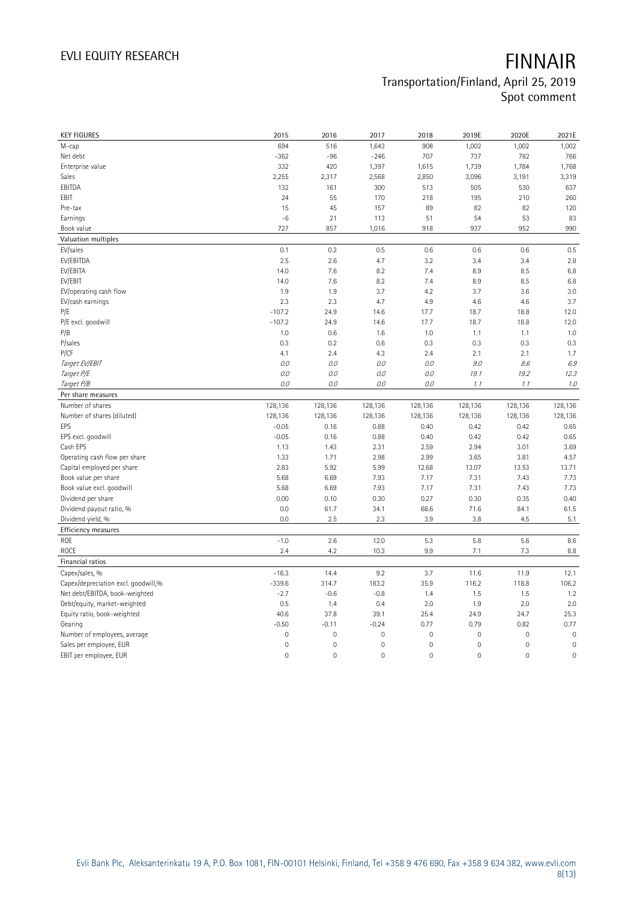| KEY FIGURES | 2015 | 2016 | 2017 | 2018 | 2019E | 2020E | 2021E |
|---|---|---|---|---|---|---|---|
| M-cap | 694 | 516 | 1,643 | 908 | 1,002 | 1,002 | 1,002 |
| Net debt | -362 | -96 | -246 | 707 | 737 | 782 | 766 |
| Enterprise value | 332 | 420 | 1,397 | 1,615 | 1,739 | 1,784 | 1,768 |
| Sales | 2,255 | 2,317 | 2,568 | 2,850 | 3,096 | 3,191 | 3,319 |
| EBITDA | 132 | 161 | 300 | 513 | 505 | 530 | 637 |
| EBIT | 24 | 55 | 170 | 218 | 195 | 210 | 260 |
| Pre-tax | 15 | 45 | 157 | 89 | 82 | 82 | 120 |
| Earnings | -6 | 21 | 113 | 51 | 54 | 53 | 83 |
| Book value | 727 | 857 | 1,016 | 918 | 937 | 952 | 990 |
| **Valuation multiples** | | | | | | | |
| EV/sales | 0.1 | 0.2 | 0.5 | 0.6 | 0.6 | 0.6 | 0.5 |
| EV/EBITDA | 2.5 | 2.6 | 4.7 | 3.2 | 3.4 | 3.4 | 2.8 |
| EV/EBITA | 14.0 | 7.6 | 8.2 | 7.4 | 8.9 | 8.5 | 6.8 |
| EV/EBIT | 14.0 | 7.6 | 8.2 | 7.4 | 8.9 | 8.5 | 6.8 |
| EV/operating cash flow | 1.9 | 1.9 | 3.7 | 4.2 | 3.7 | 3.6 | 3.0 |
| EV/cash earnings | 2.3 | 2.3 | 4.7 | 4.9 | 4.6 | 4.6 | 3.7 |
| P/E | -107.2 | 24.9 | 14.6 | 17.7 | 18.7 | 18.8 | 12.0 |
| P/E excl. goodwill | -107.2 | 24.9 | 14.6 | 17.7 | 18.7 | 18.8 | 12.0 |
| P/B | 1.0 | 0.6 | 1.6 | 1.0 | 1.1 | 1.1 | 1.0 |
| P/sales | 0.3 | 0.2 | 0.6 | 0.3 | 0.3 | 0.3 | 0.3 |
| P/CF | 4.1 | 2.4 | 4.3 | 2.4 | 2.1 | 2.1 | 1.7 |
| *Target EV/EBIT* | *0.0* | *0.0* | *0.0* | *0.0* | *9.0* | *8.6* | *6.9* |
| *Target P/E* | *0.0* | *0.0* | *0.0* | *0.0* | *19.1* | *19.2* | *12.3* |
| *Target P/B* | *0.0* | *0.0* | *0.0* | *0.0* | *1.1* | *1.1* | *1.0* |
| **Per share measures** | | | | | | | |
| Number of shares | 128,136 | 128,136 | 128,136 | 128,136 | 128,136 | 128,136 | 128,136 |
| Number of shares (diluted) | 128,136 | 128,136 | 128,136 | 128,136 | 128,136 | 128,136 | 128,136 |
| EPS | -0.05 | 0.16 | 0.88 | 0.40 | 0.42 | 0.42 | 0.65 |
| EPS excl. goodwill | -0.05 | 0.16 | 0.88 | 0.40 | 0.42 | 0.42 | 0.65 |
| Cash EPS | 1.13 | 1.43 | 2.31 | 2.59 | 2.94 | 3.01 | 3.69 |
| Operating cash flow per share | 1.33 | 1.71 | 2.98 | 2.99 | 3.65 | 3.81 | 4.57 |
| Capital employed per share | 2.83 | 5.92 | 5.99 | 12.68 | 13.07 | 13.53 | 13.71 |
| Book value per share | 5.68 | 6.69 | 7.93 | 7.17 | 7.31 | 7.43 | 7.73 |
| Book value excl. goodwill | 5.68 | 6.69 | 7.93 | 7.17 | 7.31 | 7.43 | 7.73 |
| Dividend per share | 0.00 | 0.10 | 0.30 | 0.27 | 0.30 | 0.35 | 0.40 |
| Dividend payout ratio, % | 0.0 | 61.7 | 34.1 | 68.6 | 71.6 | 84.1 | 61.5 |
| Dividend yield, % | 0.0 | 2.5 | 2.3 | 3.9 | 3.8 | 4.5 | 5.1 |
| **Efficiency measures** | | | | | | | |
| ROE | -1.0 | 2.6 | 12.0 | 5.3 | 5.8 | 5.6 | 8.6 |
| ROCE | 2.4 | 4.2 | 10.3 | 9.9 | 7.1 | 7.3 | 8.8 |
| **Financial ratios** | | | | | | | |
| Capex/sales, % | -16.3 | 14.4 | 9.2 | 3.7 | 11.6 | 11.9 | 12.1 |
| Capex/depreciation excl. goodwill,% | -339.6 | 314.7 | 183.2 | 35.9 | 116.2 | 118.8 | 106.2 |
| Net debt/EBITDA, book-weighted | -2.7 | -0.6 | -0.8 | 1.4 | 1.5 | 1.5 | 1.2 |
| Debt/equity, market-weighted | 0.5 | 1.4 | 0.4 | 2.0 | 1.9 | 2.0 | 2.0 |
| Equity ratio, book-weighted | 40.6 | 37.8 | 39.1 | 25.4 | 24.9 | 24.7 | 25.3 |
| Gearing | -0.50 | -0.11 | -0.24 | 0.77 | 0.79 | 0.82 | 0.77 |
| Number of employees, average | 0 | 0 | 0 | 0 | 0 | 0 | 0 |
| Sales per employee, EUR | 0 | 0 | 0 | 0 | 0 | 0 | 0 |
| EBIT per employee, EUR | 0 | 0 | 0 | 0 | 0 | 0 | 0 |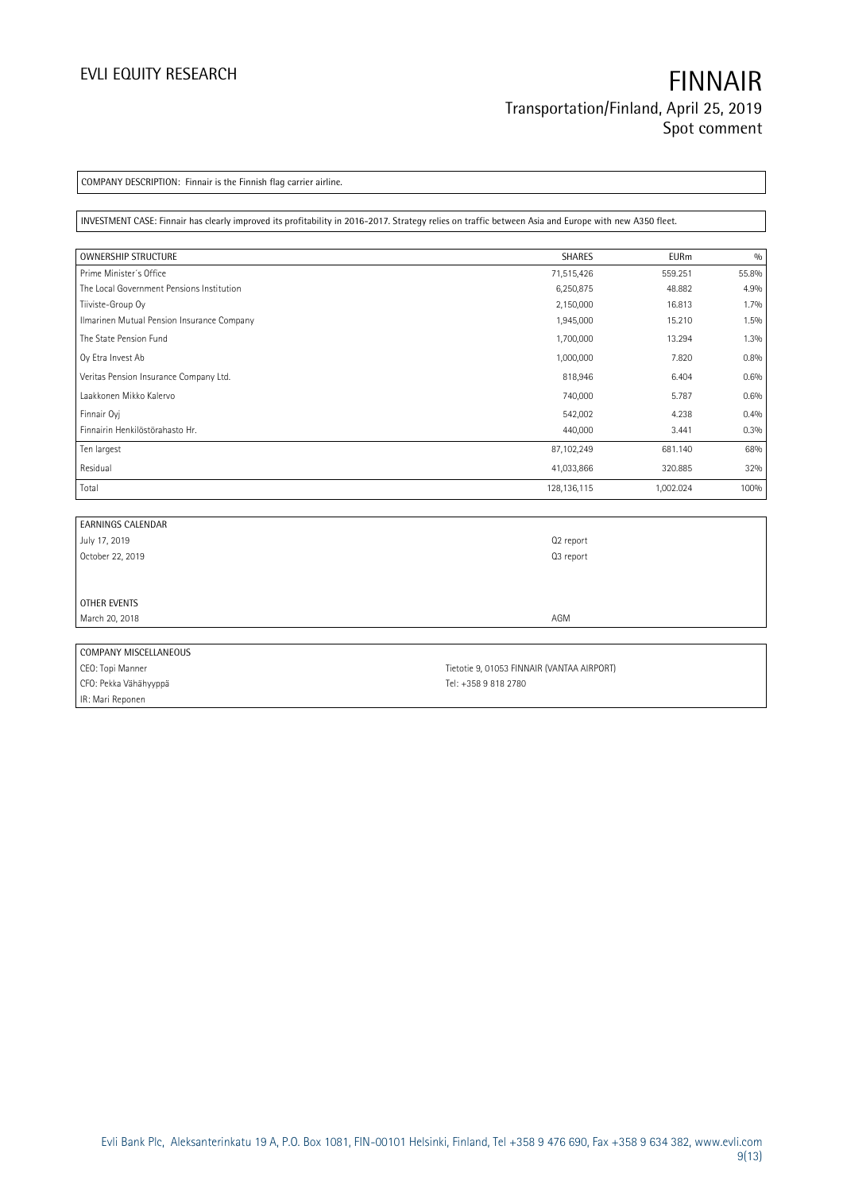COMPANY DESCRIPTION: Finnair is the Finnish flag carrier airline.

INVESTMENT CASE: Finnair has clearly improved its profitability in 2016-2017. Strategy relies on traffic between Asia and Europe with new A350 fleet.

| OWNERSHIP STRUCTURE | SHARES | EURm | % |
|---|---|---|---|
| Prime Minister´s Office | 71,515,426 | 559.251 | 55.8% |
| The Local Government Pensions Institution | 6,250,875 | 48.882 | 4.9% |
| Tiiviste-Group Oy | 2,150,000 | 16.813 | 1.7% |
| Ilmarinen Mutual Pension Insurance Company | 1,945,000 | 15.210 | 1.5% |
| The State Pension Fund | 1,700,000 | 13.294 | 1.3% |
| Oy Etra Invest Ab | 1,000,000 | 7.820 | 0.8% |
| Veritas Pension Insurance Company Ltd. | 818,946 | 6.404 | 0.6% |
| Laakkonen Mikko Kalervo | 740,000 | 5.787 | 0.6% |
| Finnair Oyj | 542,002 | 4.238 | 0.4% |
| Finnairin Henkilöstörahasto Hr. | 440,000 | 3.441 | 0.3% |
| Ten largest | 87,102,249 | 681.140 | 68% |
| Residual | 41,033,866 | 320.885 | 32% |
| Total | 128,136,115 | 1,002.024 | 100% |

| EARNINGS CALENDAR | |
|---|---|
| July 17, 2019 | Q2 report |
| October 22, 2019 | Q3 report |
| | |
| **OTHER EVENTS** | |
| March 20, 2018 | AGM |

| COMPANY MISCELLANEOUS | |
|---|---|
| CEO: Topi Manner | Tietotie 9, 01053 FINNAIR (VANTAA AIRPORT) |
| CFO: Pekka Vähähyyppä | Tel: +358 9 818 2780 |
| IR: Mari Reponen | |

Evli Bank Plc, Aleksanterinkatu 19 A, P.O. Box 1081, FIN-00101 Helsinki, Finland, Tel +358 9 476 690, Fax +358 9 634 382, www.evli.com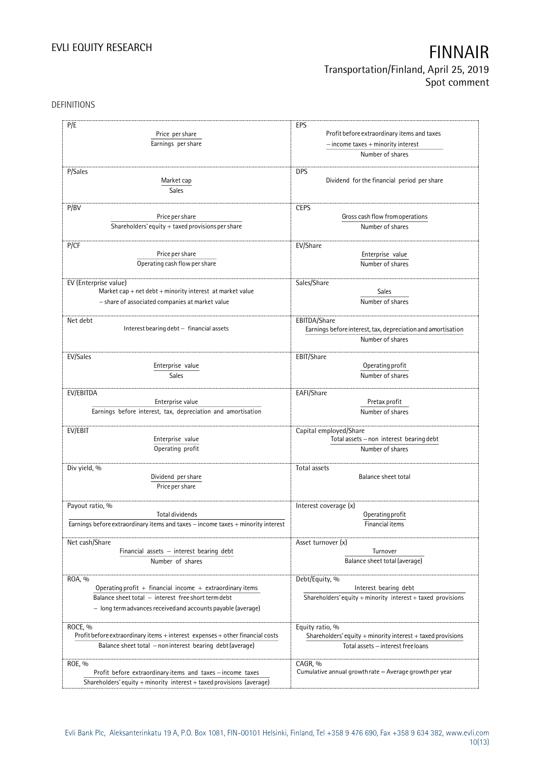DEFINITIONS

| | |
|---|---|
| **P/E**<br>$\dfrac{\text{Price per share}}{\text{Earnings per share}}$ | **EPS**<br>$\dfrac{\text{Profit before extraordinary items and taxes} - \text{income taxes} + \text{minority interest}}{\text{Number of shares}}$ |
| **P/Sales**<br>$\dfrac{\text{Market cap}}{\text{Sales}}$ | **DPS**<br>Dividend for the financial period per share |
| **P/BV**<br>$\dfrac{\text{Price per share}}{\text{Shareholders' equity} + \text{taxed provisions per share}}$ | **CEPS**<br>$\dfrac{\text{Gross cash flow from operations}}{\text{Number of shares}}$ |
| **P/CF**<br>$\dfrac{\text{Price per share}}{\text{Operating cash flow per share}}$ | **EV/Share**<br>$\dfrac{\text{Enterprise value}}{\text{Number of shares}}$ |
| **EV (Enterprise value)**<br>Market cap + net debt + minority interest at market value − share of associated companies at market value | **Sales/Share**<br>$\dfrac{\text{Sales}}{\text{Number of shares}}$ |
| **Net debt**<br>Interest bearing debt − financial assets | **EBITDA/Share**<br>$\dfrac{\text{Earnings before interest, tax, depreciation and amortisation}}{\text{Number of shares}}$ |
| **EV/Sales**<br>$\dfrac{\text{Enterprise value}}{\text{Sales}}$ | **EBIT/Share**<br>$\dfrac{\text{Operating profit}}{\text{Number of shares}}$ |
| **EV/EBITDA**<br>$\dfrac{\text{Enterprise value}}{\text{Earnings before interest, tax, depreciation and amortisation}}$ | **EAFI/Share**<br>$\dfrac{\text{Pretax profit}}{\text{Number of shares}}$ |
| **EV/EBIT**<br>$\dfrac{\text{Enterprise value}}{\text{Operating profit}}$ | **Capital employed/Share**<br>$\dfrac{\text{Total assets} - \text{non interest bearing debt}}{\text{Number of shares}}$ |
| **Div yield, %**<br>$\dfrac{\text{Dividend per share}}{\text{Price per share}}$ | **Total assets**<br>Balance sheet total |
| **Payout ratio, %**<br>$\dfrac{\text{Total dividends}}{\text{Earnings before extraordinary items and taxes} - \text{income taxes} + \text{minority interest}}$ | **Interest coverage (x)**<br>$\dfrac{\text{Operating profit}}{\text{Financial items}}$ |
| **Net cash/Share**<br>$\dfrac{\text{Financial assets} - \text{interest bearing debt}}{\text{Number of shares}}$ | **Asset turnover (x)**<br>$\dfrac{\text{Turnover}}{\text{Balance sheet total (average)}}$ |
| **ROA, %**<br>$\dfrac{\text{Operating profit} + \text{financial income} + \text{extraordinary items}}{\text{Balance sheet total} - \text{interest free short term debt} - \text{long term advances received and accounts payable (average)}}$ | **Debt/Equity, %**<br>$\dfrac{\text{Interest bearing debt}}{\text{Shareholders' equity} + \text{minority interest} + \text{taxed provisions}}$ |
| **ROCE, %**<br>$\dfrac{\text{Profit before extraordinary items} + \text{interest expenses} + \text{other financial costs}}{\text{Balance sheet total} - \text{non interest bearing debt (average)}}$ | **Equity ratio, %**<br>$\dfrac{\text{Shareholders' equity} + \text{minority interest} + \text{taxed provisions}}{\text{Total assets} - \text{interest free loans}}$ |
| **ROE, %**<br>$\dfrac{\text{Profit before extraordinary items and taxes} - \text{income taxes}}{\text{Shareholders' equity} + \text{minority interest} + \text{taxed provisions (average)}}$ | **CAGR, %**<br>Cumulative annual growth rate = Average growth per year |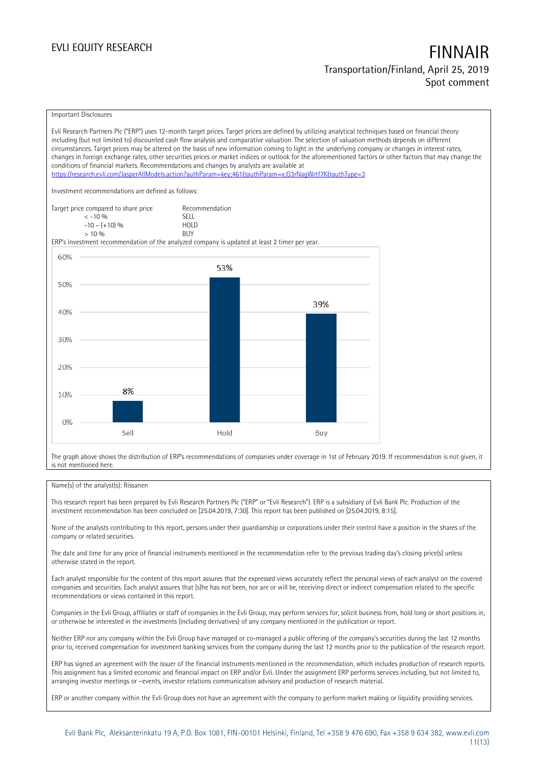Important Disclosures

Evli Research Partners Plc ("ERP") uses 12-month target prices. Target prices are defined by utilizing analytical techniques based on financial theory including (but not limited to) discounted cash flow analysis and comparative valuation. The selection of valuation methods depends on different circumstances. Target prices may be altered on the basis of new information coming to light in the underlying company or changes in interest rates, changes in foreign exchange rates, other securities prices or market indices or outlook for the aforementioned factors or other factors that may change the conditions of financial markets. Recommendations and changes by analysts are available at https://research.evli.com/JasperAllModels.action?authParam=key;461&authParam=x;G3rNagWrtf7K&authType=3

Investment recommendations are defined as follows:

| Target price compared to share price | Recommendation |
|---|---|
| < -10 % | SELL |
| -10 – (+10) % | HOLD |
| > 10 % | BUY |

ERP's investment recommendation of the analyzed company is updated at least 2 timer per year.

| | Sell | Hold | Buy |
|---|---|---|---|
| Share of recommendations | 8% | 53% | 39% |

The graph above shows the distribution of ERP's recommendations of companies under coverage in 1st of February 2019. If recommendation is not given, it is not mentioned here.

Name(s) of the analyst(s): Rissanen

This research report has been prepared by Evli Research Partners Plc ("ERP" or "Evli Research"). ERP is a subsidiary of Evli Bank Plc. Production of the investment recommendation has been concluded on [25.04.2019, 7:30]. This report has been published on [25.04.2019, 8:15].

None of the analysts contributing to this report, persons under their guardianship or corporations under their control have a position in the shares of the company or related securities.

The date and time for any price of financial instruments mentioned in the recommendation refer to the previous trading day's closing price(s) unless otherwise stated in the report.

Each analyst responsible for the content of this report assures that the expressed views accurately reflect the personal views of each analyst on the covered companies and securities. Each analyst assures that (s)he has not been, nor are or will be, receiving direct or indirect compensation related to the specific recommendations or views contained in this report.

Companies in the Evli Group, affiliates or staff of companies in the Evli Group, may perform services for, solicit business from, hold long or short positions in, or otherwise be interested in the investments (including derivatives) of any company mentioned in the publication or report.

Neither ERP nor any company within the Evli Group have managed or co-managed a public offering of the company's securities during the last 12 months prior to, received compensation for investment banking services from the company during the last 12 months prior to the publication of the research report.

ERP has signed an agreement with the issuer of the financial instruments mentioned in the recommendation, which includes production of research reports. This assignment has a limited economic and financial impact on ERP and/or Evli. Under the assignment ERP performs services including, but not limited to, arranging investor meetings or –events, investor relations communication advisory and production of research material.

ERP or another company within the Evli Group does not have an agreement with the company to perform market making or liquidity providing services.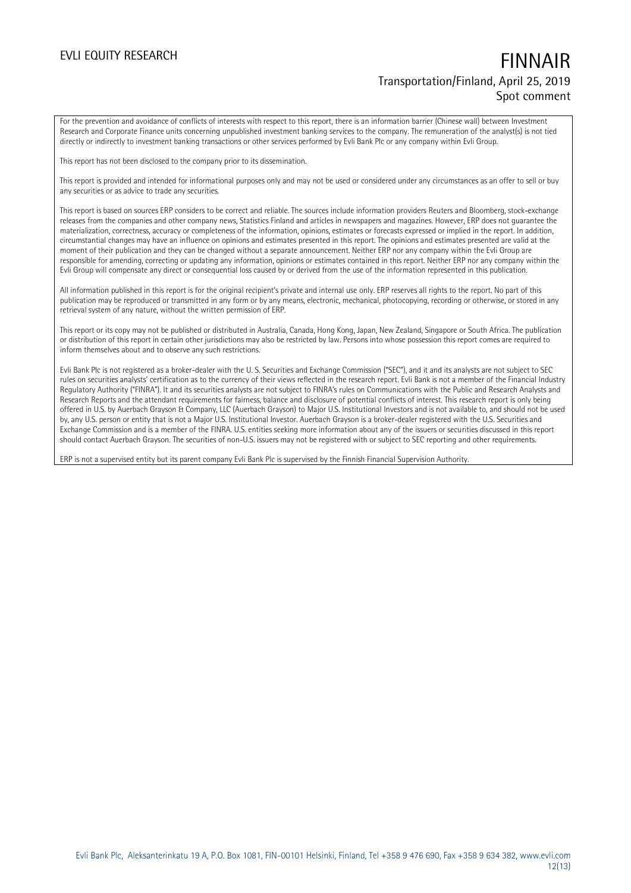For the prevention and avoidance of conflicts of interests with respect to this report, there is an information barrier (Chinese wall) between Investment Research and Corporate Finance units concerning unpublished investment banking services to the company. The remuneration of the analyst(s) is not tied directly or indirectly to investment banking transactions or other services performed by Evli Bank Plc or any company within Evli Group.

This report has not been disclosed to the company prior to its dissemination.

This report is provided and intended for informational purposes only and may not be used or considered under any circumstances as an offer to sell or buy any securities or as advice to trade any securities.

This report is based on sources ERP considers to be correct and reliable. The sources include information providers Reuters and Bloomberg, stock-exchange releases from the companies and other company news, Statistics Finland and articles in newspapers and magazines. However, ERP does not guarantee the materialization, correctness, accuracy or completeness of the information, opinions, estimates or forecasts expressed or implied in the report. In addition, circumstantial changes may have an influence on opinions and estimates presented in this report. The opinions and estimates presented are valid at the moment of their publication and they can be changed without a separate announcement. Neither ERP nor any company within the Evli Group are responsible for amending, correcting or updating any information, opinions or estimates contained in this report. Neither ERP nor any company within the Evli Group will compensate any direct or consequential loss caused by or derived from the use of the information represented in this publication.

All information published in this report is for the original recipient's private and internal use only. ERP reserves all rights to the report. No part of this publication may be reproduced or transmitted in any form or by any means, electronic, mechanical, photocopying, recording or otherwise, or stored in any retrieval system of any nature, without the written permission of ERP.

This report or its copy may not be published or distributed in Australia, Canada, Hong Kong, Japan, New Zealand, Singapore or South Africa. The publication or distribution of this report in certain other jurisdictions may also be restricted by law. Persons into whose possession this report comes are required to inform themselves about and to observe any such restrictions.

Evli Bank Plc is not registered as a broker-dealer with the U. S. Securities and Exchange Commission ("SEC"), and it and its analysts are not subject to SEC rules on securities analysts' certification as to the currency of their views reflected in the research report. Evli Bank is not a member of the Financial Industry Regulatory Authority ("FINRA"). It and its securities analysts are not subject to FINRA's rules on Communications with the Public and Research Analysts and Research Reports and the attendant requirements for fairness, balance and disclosure of potential conflicts of interest. This research report is only being offered in U.S. by Auerbach Grayson & Company, LLC (Auerbach Grayson) to Major U.S. Institutional Investors and is not available to, and should not be used by, any U.S. person or entity that is not a Major U.S. Institutional Investor. Auerbach Grayson is a broker-dealer registered with the U.S. Securities and Exchange Commission and is a member of the FINRA. U.S. entities seeking more information about any of the issuers or securities discussed in this report should contact Auerbach Grayson. The securities of non-U.S. issuers may not be registered with or subject to SEC reporting and other requirements.

ERP is not a supervised entity but its parent company Evli Bank Plc is supervised by the Finnish Financial Supervision Authority.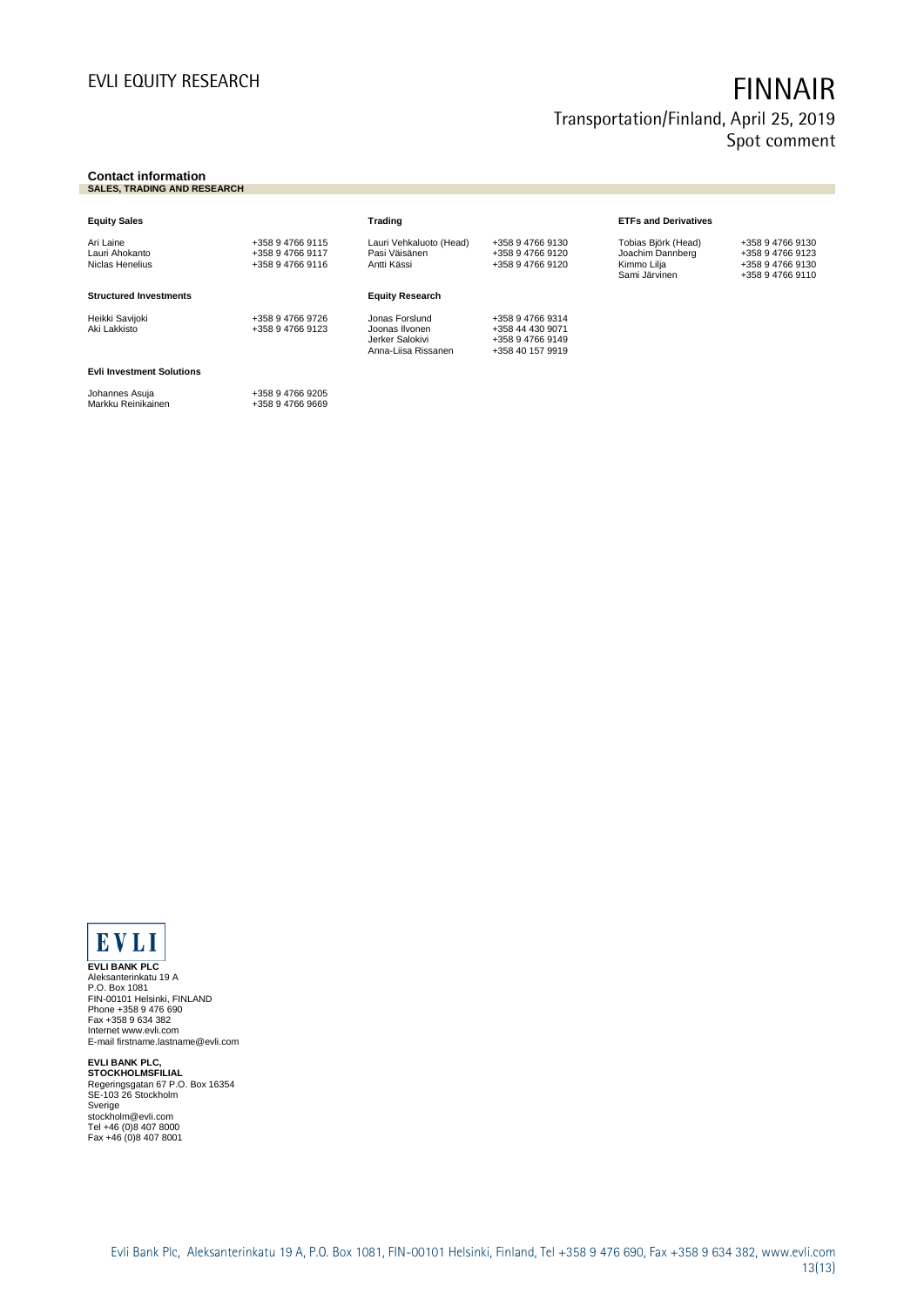## Contact information

### SALES, TRADING AND RESEARCH

**Equity Sales**

| | |
|---|---|
| Ari Laine | +358 9 4766 9115 |
| Lauri Ahokanto | +358 9 4766 9117 |
| Niclas Henelius | +358 9 4766 9116 |

**Structured Investments**

| | |
|---|---|
| Heikki Savijoki | +358 9 4766 9726 |
| Aki Lakkisto | +358 9 4766 9123 |

**Evli Investment Solutions**

| | |
|---|---|
| Johannes Asuja | +358 9 4766 9205 |
| Markku Reinikainen | +358 9 4766 9669 |

**Trading**

| | |
|---|---|
| Lauri Vehkaluoto (Head) | +358 9 4766 9130 |
| Pasi Väisänen | +358 9 4766 9120 |
| Antti Kässi | +358 9 4766 9120 |

**Equity Research**

| | |
|---|---|
| Jonas Forslund | +358 9 4766 9314 |
| Joonas Ilvonen | +358 44 430 9071 |
| Jerker Salokivi | +358 9 4766 9149 |
| Anna-Liisa Rissanen | +358 40 157 9919 |

**ETFs and Derivatives**

| | |
|---|---|
| Tobias Björk (Head) | +358 9 4766 9130 |
| Joachim Dannberg | +358 9 4766 9123 |
| Kimmo Lilja | +358 9 4766 9130 |
| Sami Järvinen | +358 9 4766 9110 |

**EVLI BANK PLC**
Aleksanterinkatu 19 A
P.O. Box 1081
FIN-00101 Helsinki, FINLAND
Phone +358 9 476 690
Fax +358 9 634 382
Internet www.evli.com
E-mail firstname.lastname@evli.com

**EVLI BANK PLC, STOCKHOLMSFILIAL**
Regeringsgatan 67 P.O. Box 16354
SE-103 26 Stockholm
Sverige
stockholm@evli.com
Tel +46 (0)8 407 8000
Fax +46 (0)8 407 8001